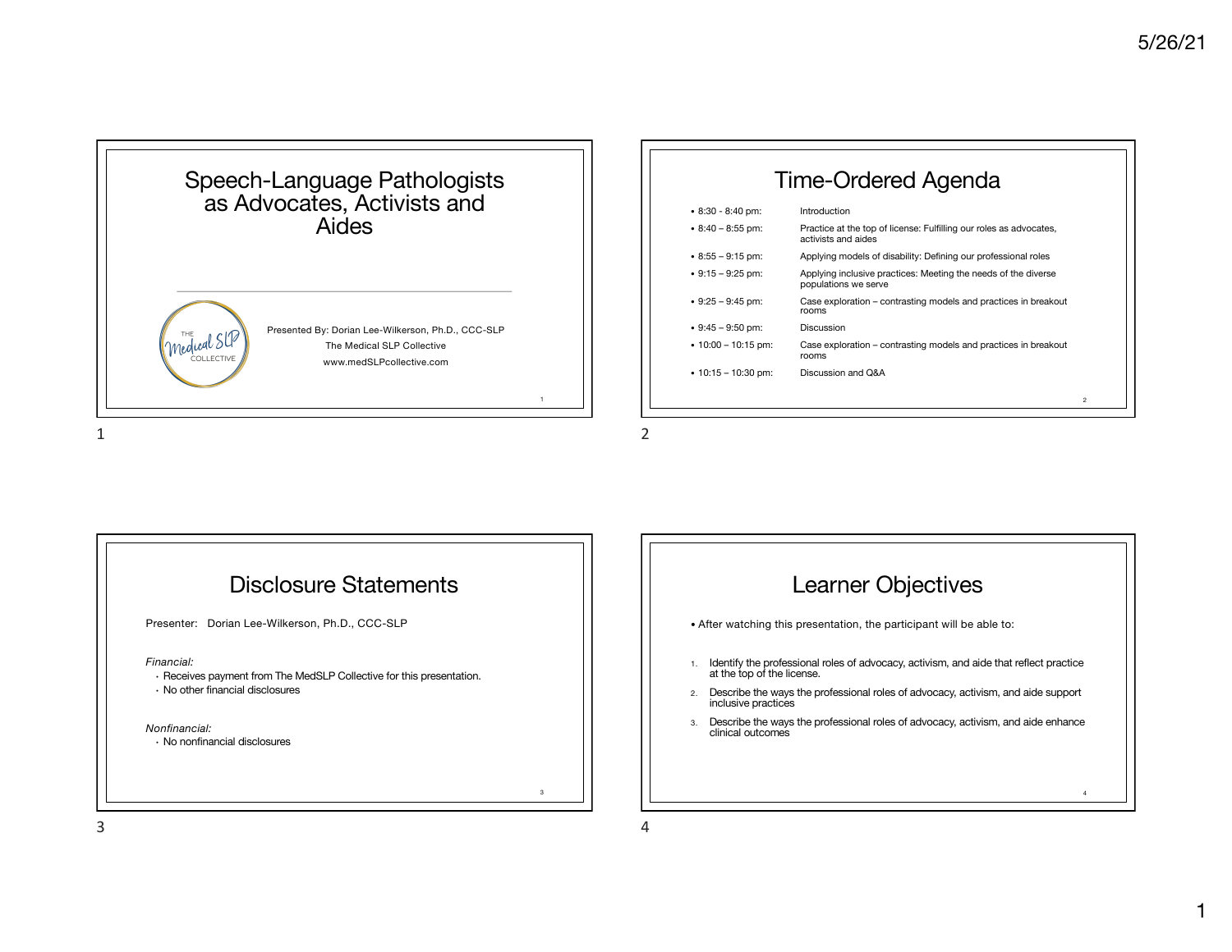# Speech-Language Pathologists as Advocates, Activists and Aides

Presented By: Dorian Lee-Wilkerson, Ph.D., CCC-SLP

The Medical SLP Collective

www.medSLPcollective.com

## Time-Ordered Agenda

| Time | Topic |
| --- | --- |
| 8:30 - 8:40 pm: | Introduction |
| 8:40 – 8:55 pm: | Practice at the top of license: Fulfilling our roles as advocates, activists and aides |
| 8:55 – 9:15 pm: | Applying models of disability: Defining our professional roles |
| 9:15 – 9:25 pm: | Applying inclusive practices: Meeting the needs of the diverse populations we serve |
| 9:25 – 9:45 pm: | Case exploration – contrasting models and practices in breakout rooms |
| 9:45 – 9:50 pm: | Discussion |
| 10:00 – 10:15 pm: | Case exploration – contrasting models and practices in breakout rooms |
| 10:15 – 10:30 pm: | Discussion and Q&A |

## Disclosure Statements

Presenter: Dorian Lee-Wilkerson, Ph.D., CCC-SLP

*Financial:*

- Receives payment from The MedSLP Collective for this presentation.
- No other financial disclosures

*Nonfinancial:*

- No nonfinancial disclosures

## Learner Objectives

- After watching this presentation, the participant will be able to:

1. Identify the professional roles of advocacy, activism, and aide that reflect practice at the top of the license.
2. Describe the ways the professional roles of advocacy, activism, and aide support inclusive practices
3. Describe the ways the professional roles of advocacy, activism, and aide enhance clinical outcomes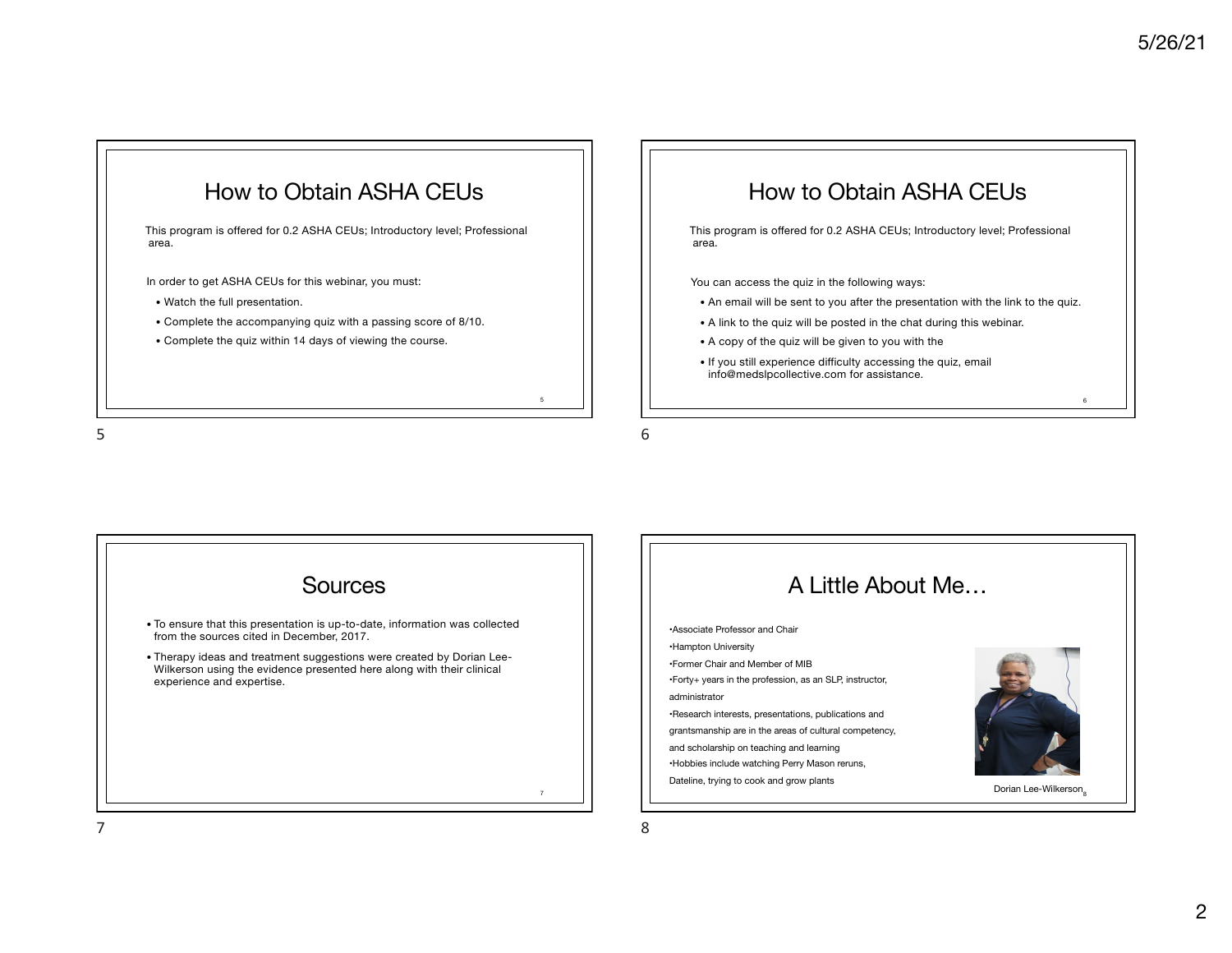## How to Obtain ASHA CEUs

This program is offered for 0.2 ASHA CEUs; Introductory level; Professional area.

In order to get ASHA CEUs for this webinar, you must:

- Watch the full presentation.
- Complete the accompanying quiz with a passing score of 8/10.
- Complete the quiz within 14 days of viewing the course.

## How to Obtain ASHA CEUs

This program is offered for 0.2 ASHA CEUs; Introductory level; Professional area.

You can access the quiz in the following ways:

- An email will be sent to you after the presentation with the link to the quiz.
- A link to the quiz will be posted in the chat during this webinar.
- A copy of the quiz will be given to you with the
- If you still experience difficulty accessing the quiz, email info@medslpcollective.com for assistance.

## Sources

- To ensure that this presentation is up-to-date, information was collected from the sources cited in December, 2017.
- Therapy ideas and treatment suggestions were created by Dorian Lee-Wilkerson using the evidence presented here along with their clinical experience and expertise.

## A Little About Me…

- Associate Professor and Chair
- Hampton University
- Former Chair and Member of MIB
- Forty+ years in the profession, as an SLP, instructor, administrator
- Research interests, presentations, publications and grantsmanship are in the areas of cultural competency, and scholarship on teaching and learning
- Hobbies include watching Perry Mason reruns, Dateline, trying to cook and grow plants

Dorian Lee-Wilkerson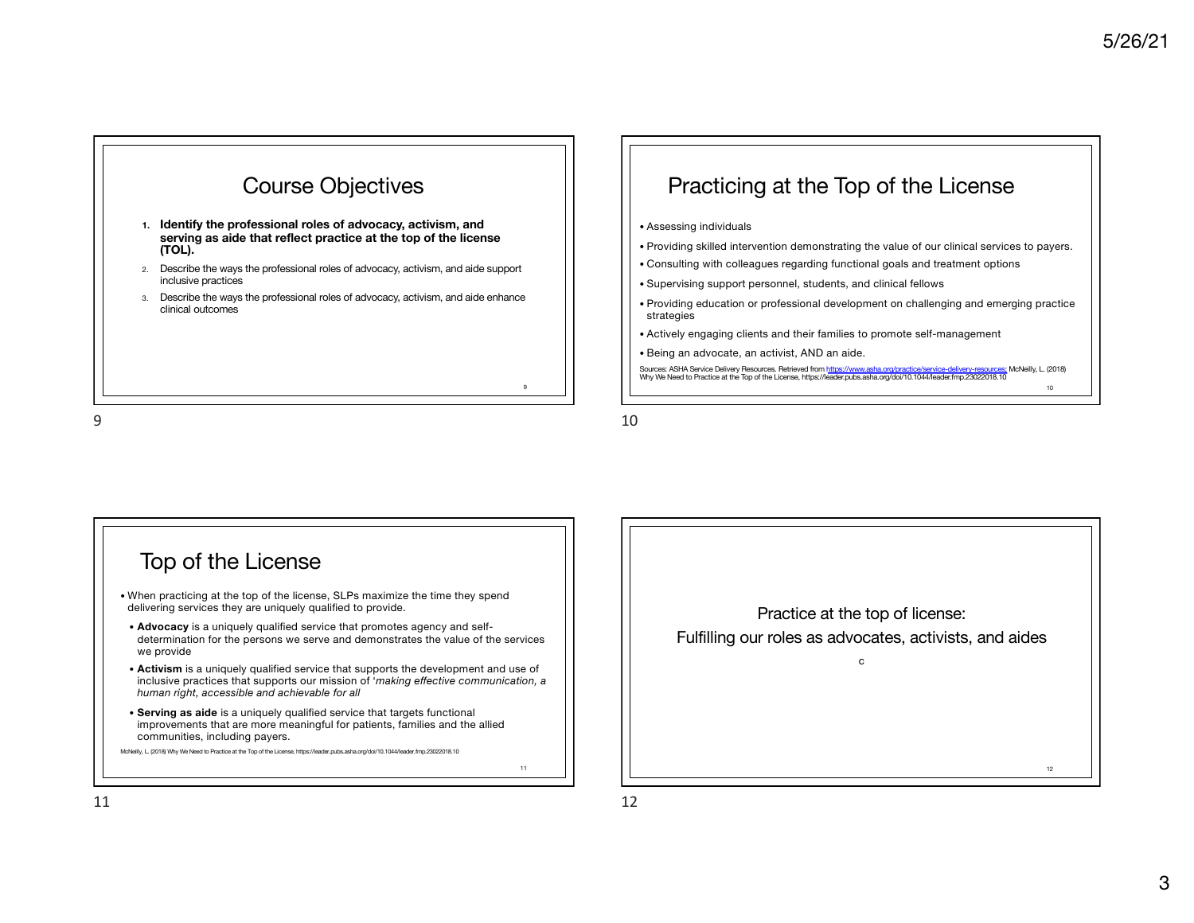## Course Objectives

1. **Identify the professional roles of advocacy, activism, and serving as aide that reflect practice at the top of the license (TOL).**
2. Describe the ways the professional roles of advocacy, activism, and aide support inclusive practices
3. Describe the ways the professional roles of advocacy, activism, and aide enhance clinical outcomes

## Practicing at the Top of the License

- Assessing individuals
- Providing skilled intervention demonstrating the value of our clinical services to payers.
- Consulting with colleagues regarding functional goals and treatment options
- Supervising support personnel, students, and clinical fellows
- Providing education or professional development on challenging and emerging practice strategies
- Actively engaging clients and their families to promote self-management
- Being an advocate, an activist, AND an aide.

Sources: ASHA Service Delivery Resources. Retrieved from https://www.asha.org/practice/service-delivery-resources; McNeilly, L. (2018) Why We Need to Practice at the Top of the License, https://leader.pubs.asha.org/doi/10.1044/leader.fmp.23022018.10

## Top of the License

- When practicing at the top of the license, SLPs maximize the time they spend delivering services they are uniquely qualified to provide.
  - **Advocacy** is a uniquely qualified service that promotes agency and self-determination for the persons we serve and demonstrates the value of the services we provide
  - **Activism** is a uniquely qualified service that supports the development and use of inclusive practices that supports our mission of '*making effective communication, a human right, accessible and achievable for all*
  - **Serving as aide** is a uniquely qualified service that targets functional improvements that are more meaningful for patients, families and the allied communities, including payers.

McNeilly, L. (2018) Why We Need to Practice at the Top of the License, https://leader.pubs.asha.org/doi/10.1044/leader.fmp.23022018.10

Practice at the top of license:
Fulfilling our roles as advocates, activists, and aides

c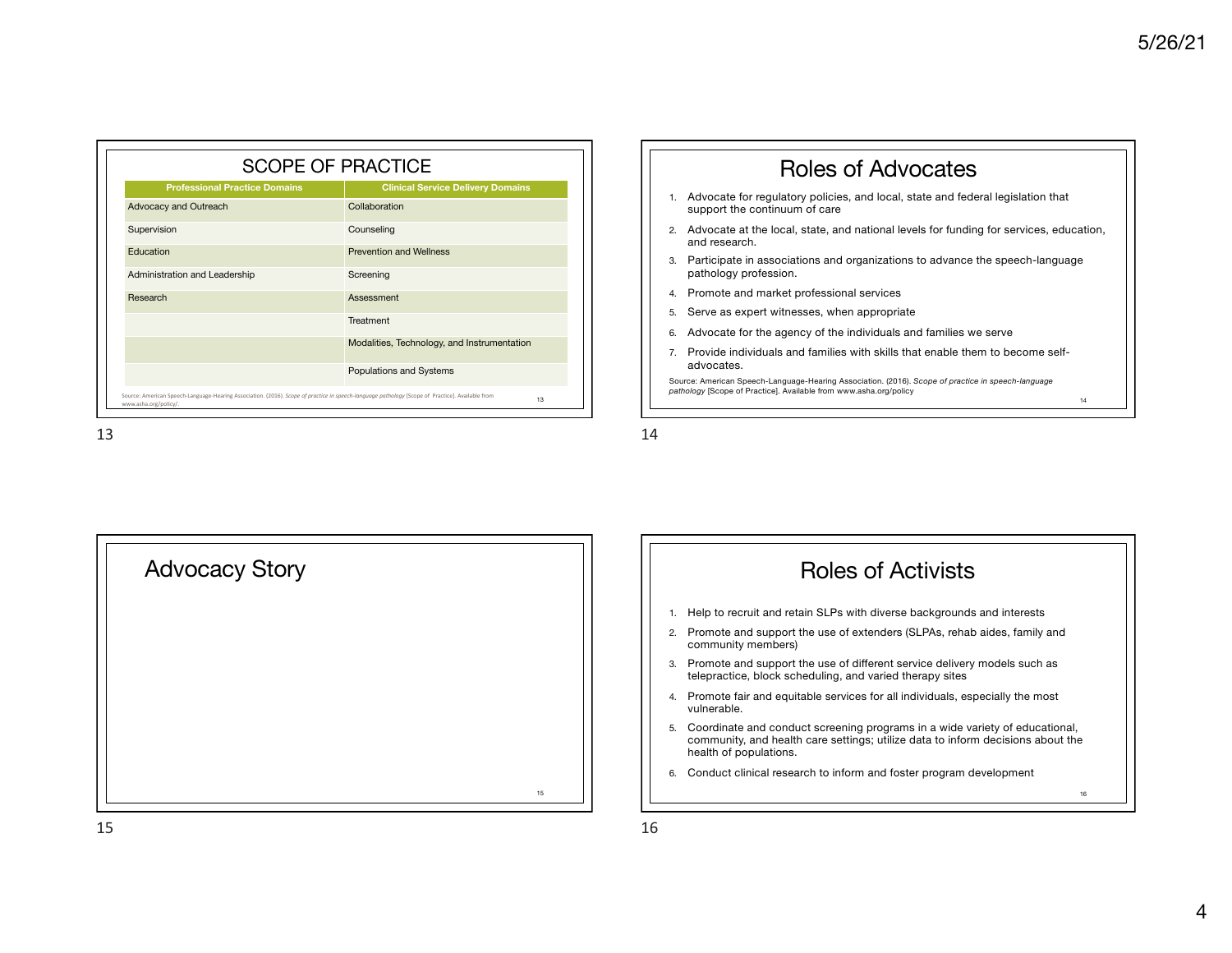## SCOPE OF PRACTICE

| Professional Practice Domains | Clinical Service Delivery Domains |
| --- | --- |
| Advocacy and Outreach | Collaboration |
| Supervision | Counseling |
| Education | Prevention and Wellness |
| Administration and Leadership | Screening |
| Research | Assessment |
| | Treatment |
| | Modalities, Technology, and Instrumentation |
| | Populations and Systems |

Source: American Speech-Language-Hearing Association. (2016). *Scope of practice in speech-language pathology* [Scope of Practice]. Available from www.asha.org/policy/.

## Roles of Advocates

1. Advocate for regulatory policies, and local, state and federal legislation that support the continuum of care
2. Advocate at the local, state, and national levels for funding for services, education, and research.
3. Participate in associations and organizations to advance the speech-language pathology profession.
4. Promote and market professional services
5. Serve as expert witnesses, when appropriate
6. Advocate for the agency of the individuals and families we serve
7. Provide individuals and families with skills that enable them to become self-advocates.

Source: American Speech-Language-Hearing Association. (2016). *Scope of practice in speech-language pathology* [Scope of Practice]. Available from www.asha.org/policy

## Advocacy Story

## Roles of Activists

1. Help to recruit and retain SLPs with diverse backgrounds and interests
2. Promote and support the use of extenders (SLPAs, rehab aides, family and community members)
3. Promote and support the use of different service delivery models such as telepractice, block scheduling, and varied therapy sites
4. Promote fair and equitable services for all individuals, especially the most vulnerable.
5. Coordinate and conduct screening programs in a wide variety of educational, community, and health care settings; utilize data to inform decisions about the health of populations.
6. Conduct clinical research to inform and foster program development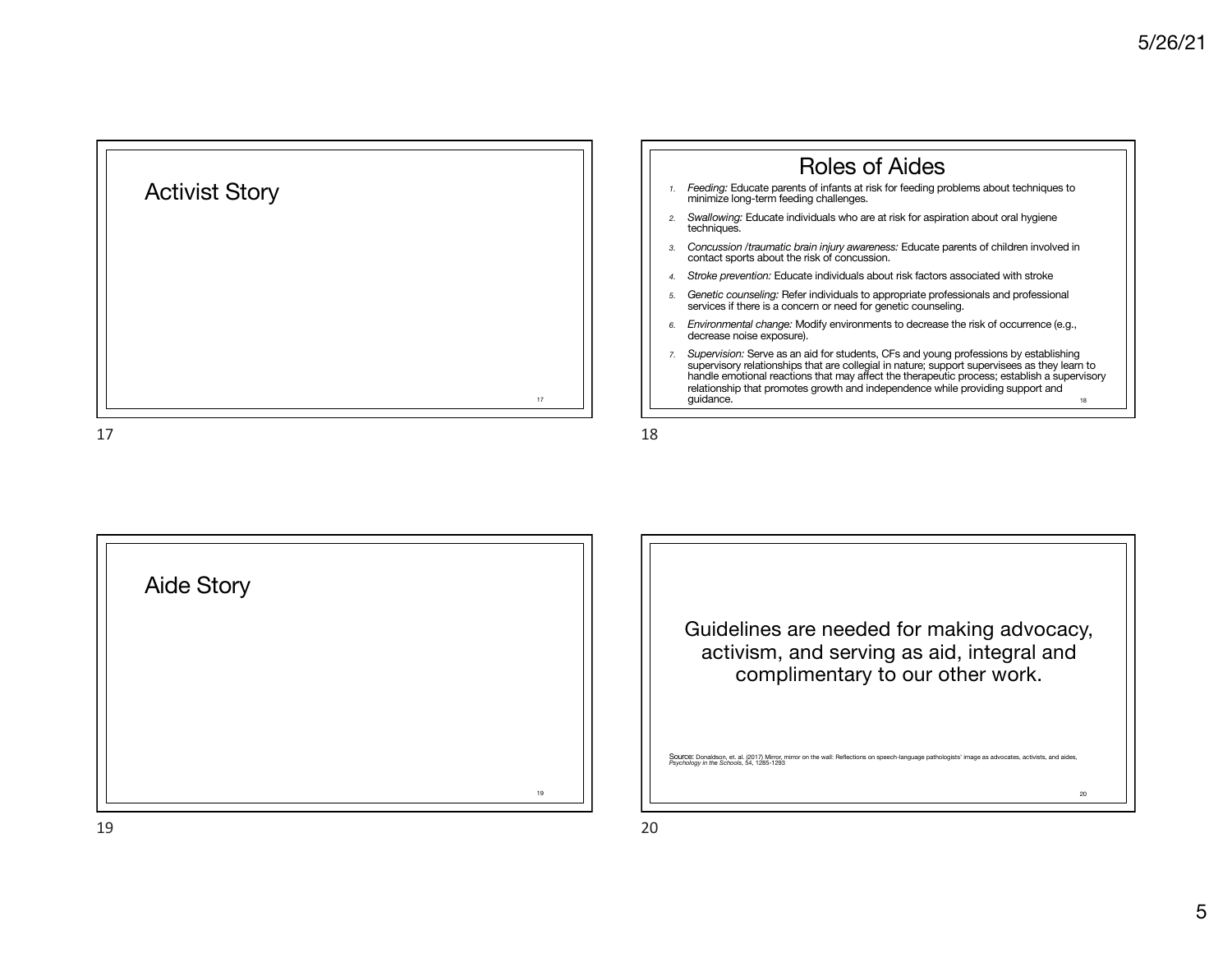## Activist Story

## Roles of Aides

1. *Feeding:* Educate parents of infants at risk for feeding problems about techniques to minimize long-term feeding challenges.
2. *Swallowing:* Educate individuals who are at risk for aspiration about oral hygiene techniques.
3. *Concussion /traumatic brain injury awareness:* Educate parents of children involved in contact sports about the risk of concussion.
4. *Stroke prevention:* Educate individuals about risk factors associated with stroke
5. *Genetic counseling:* Refer individuals to appropriate professionals and professional services if there is a concern or need for genetic counseling.
6. *Environmental change:* Modify environments to decrease the risk of occurrence (e.g., decrease noise exposure).
7. *Supervision:* Serve as an aid for students, CFs and young professions by establishing supervisory relationships that are collegial in nature; support supervisees as they learn to handle emotional reactions that may affect the therapeutic process; establish a supervisory relationship that promotes growth and independence while providing support and guidance.

## Aide Story

Guidelines are needed for making advocacy, activism, and serving as aid, integral and complimentary to our other work.

Source: Donaldson, et. al. (2017) Mirror, mirror on the wall: Reflections on speech-language pathologists' image as advocates, activists, and aides, *Psychology in the Schools*, 54, 1285-1293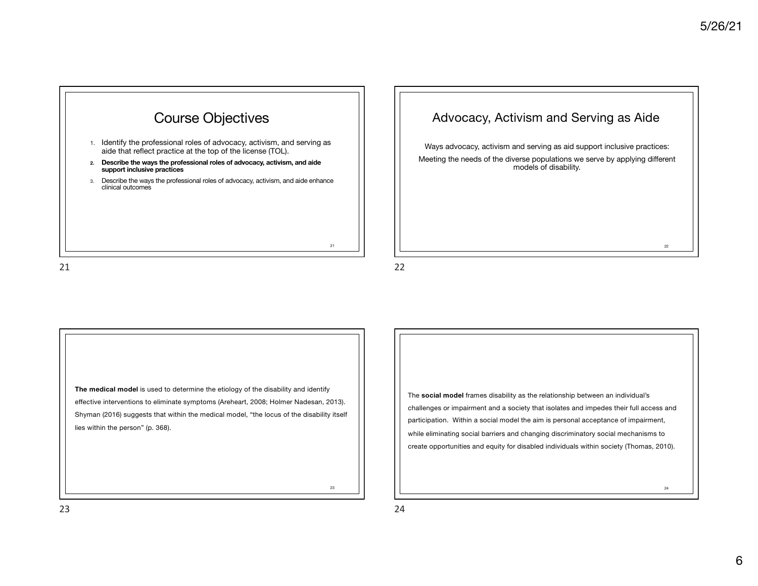## Course Objectives

1. Identify the professional roles of advocacy, activism, and serving as aide that reflect practice at the top of the license (TOL).
2. **Describe the ways the professional roles of advocacy, activism, and aide support inclusive practices**
3. Describe the ways the professional roles of advocacy, activism, and aide enhance clinical outcomes

## Advocacy, Activism and Serving as Aide

Ways advocacy, activism and serving as aid support inclusive practices:

Meeting the needs of the diverse populations we serve by applying different models of disability.

**The medical model** is used to determine the etiology of the disability and identify effective interventions to eliminate symptoms (Areheart, 2008; Holmer Nadesan, 2013). Shyman (2016) suggests that within the medical model, "the locus of the disability itself lies within the person" (p. 368).

The **social model** frames disability as the relationship between an individual's challenges or impairment and a society that isolates and impedes their full access and participation. Within a social model the aim is personal acceptance of impairment, while eliminating social barriers and changing discriminatory social mechanisms to create opportunities and equity for disabled individuals within society (Thomas, 2010).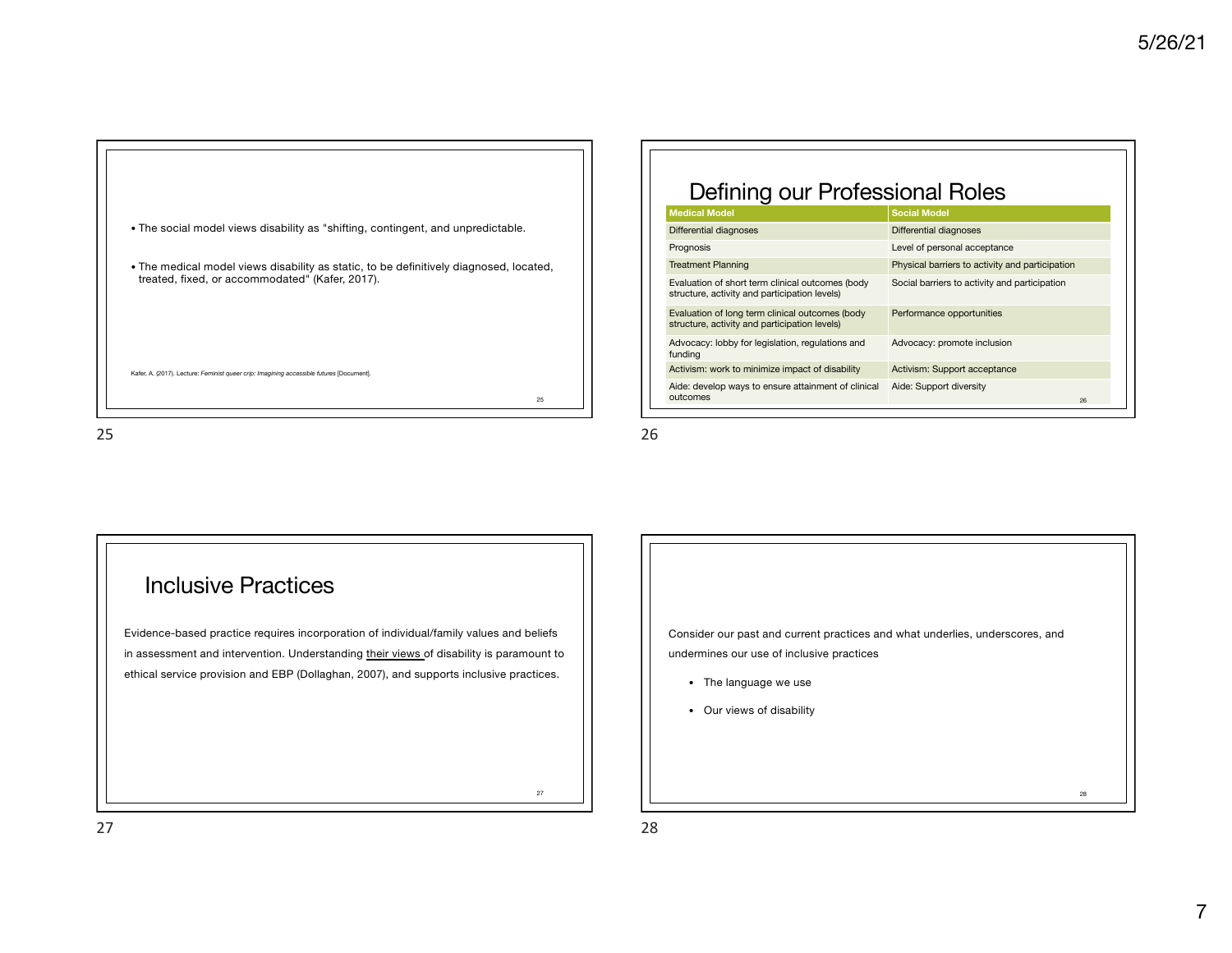- The social model views disability as "shifting, contingent, and unpredictable.

- The medical model views disability as static, to be definitively diagnosed, located, treated, fixed, or accommodated" (Kafer, 2017).

Kafer, A. (2017). Lecture: *Feminist queer crip: Imagining accessible futures* [Document].

## Defining our Professional Roles

| Medical Model | Social Model |
|---|---|
| Differential diagnoses | Differential diagnoses |
| Prognosis | Level of personal acceptance |
| Treatment Planning | Physical barriers to activity and participation |
| Evaluation of short term clinical outcomes (body structure, activity and participation levels) | Social barriers to activity and participation |
| Evaluation of long term clinical outcomes (body structure, activity and participation levels) | Performance opportunities |
| Advocacy: lobby for legislation, regulations and funding | Advocacy: promote inclusion |
| Activism: work to minimize impact of disability | Activism: Support acceptance |
| Aide: develop ways to ensure attainment of clinical outcomes | Aide: Support diversity |

## Inclusive Practices

Evidence-based practice requires incorporation of individual/family values and beliefs in assessment and intervention. Understanding their views of disability is paramount to ethical service provision and EBP (Dollaghan, 2007), and supports inclusive practices.

Consider our past and current practices and what underlies, underscores, and undermines our use of inclusive practices

- The language we use
- Our views of disability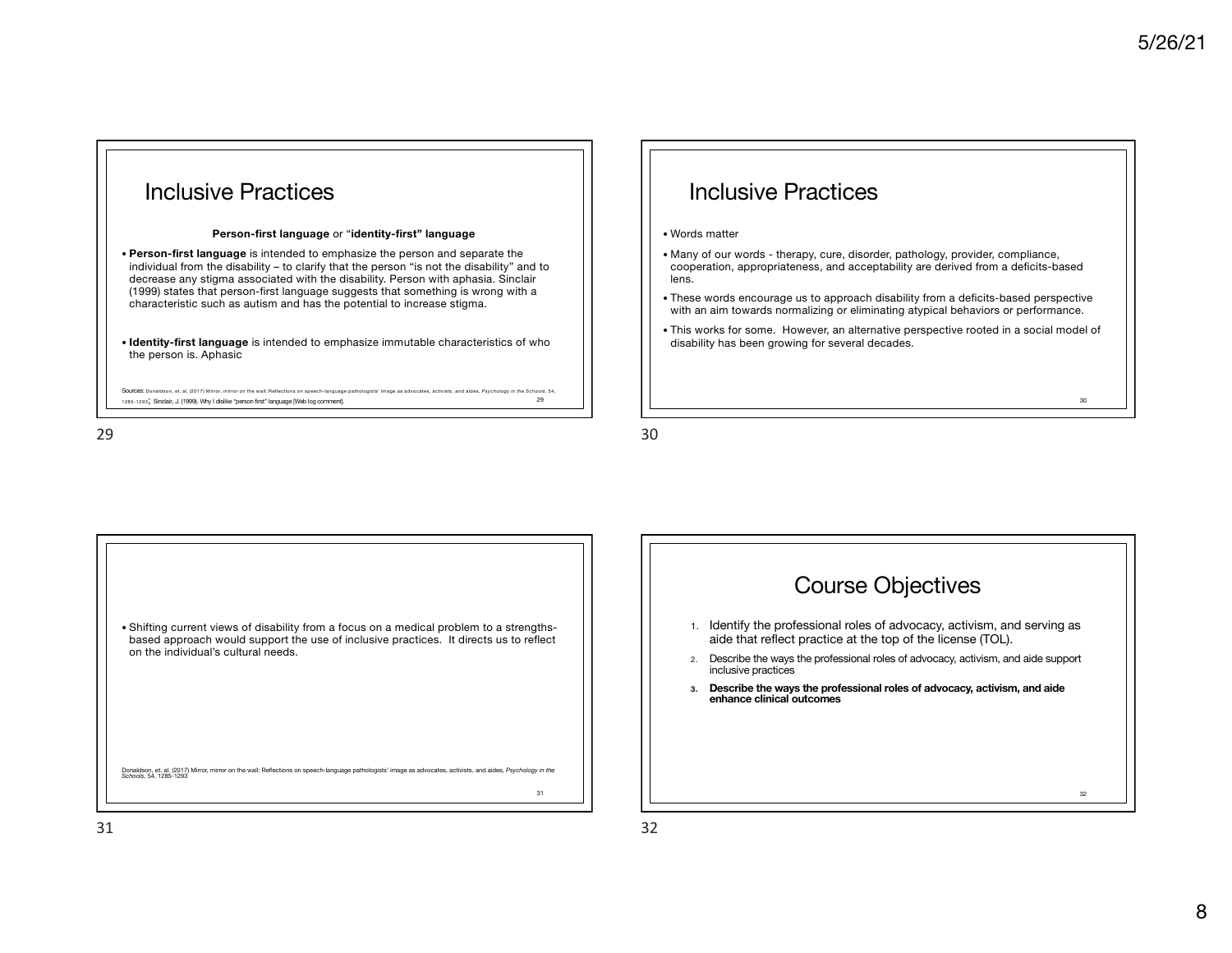## Inclusive Practices

**Person-first language** or "**identity-first" language**

- **Person-first language** is intended to emphasize the person and separate the individual from the disability – to clarify that the person "is not the disability" and to decrease any stigma associated with the disability. Person with aphasia. Sinclair (1999) states that person-first language suggests that something is wrong with a characteristic such as autism and has the potential to increase stigma.

- **Identity-first language** is intended to emphasize immutable characteristics of who the person is. Aphasic

Sources: Donaldson, et. al. (2017) Mirror, mirror on the wall: Reflections on speech-language pathologists' image as advocates, activists, and aides, *Psychology in the Schools*, 54, 1285-1293; Sinclair, J. (1999). Why I dislike "person first" language [Web log comment].

## Inclusive Practices

- Words matter
- Many of our words - therapy, cure, disorder, pathology, provider, compliance, cooperation, appropriateness, and acceptability are derived from a deficits-based lens.
- These words encourage us to approach disability from a deficits-based perspective with an aim towards normalizing or eliminating atypical behaviors or performance.
- This works for some. However, an alternative perspective rooted in a social model of disability has been growing for several decades.

---

- Shifting current views of disability from a focus on a medical problem to a strengths-based approach would support the use of inclusive practices. It directs us to reflect on the individual's cultural needs.

Donaldson, et. al. (2017) Mirror, mirror on the wall: Reflections on speech-language pathologists' image as advocates, activists, and aides, *Psychology in the Schools*, 54, 1285-1293

## Course Objectives

1. Identify the professional roles of advocacy, activism, and serving as aide that reflect practice at the top of the license (TOL).
2. Describe the ways the professional roles of advocacy, activism, and aide support inclusive practices
3. **Describe the ways the professional roles of advocacy, activism, and aide enhance clinical outcomes**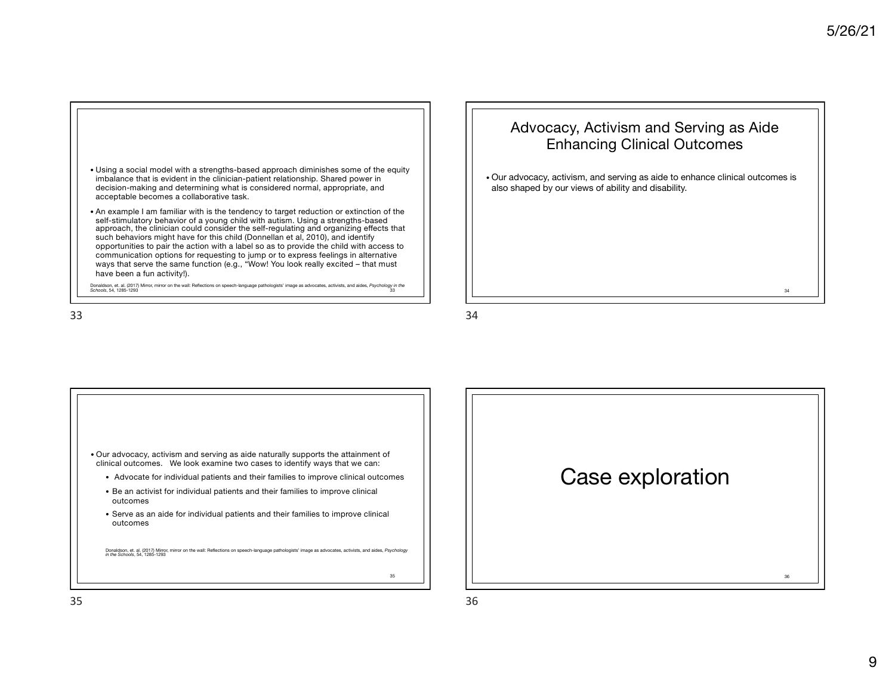- Using a social model with a strengths-based approach diminishes some of the equity imbalance that is evident in the clinician-patient relationship. Shared power in decision-making and determining what is considered normal, appropriate, and acceptable becomes a collaborative task.
- An example I am familiar with is the tendency to target reduction or extinction of the self-stimulatory behavior of a young child with autism. Using a strengths-based approach, the clinician could consider the self-regulating and organizing effects that such behaviors might have for this child (Donnellan et al, 2010), and identify opportunities to pair the action with a label so as to provide the child with access to communication options for requesting to jump or to express feelings in alternative ways that serve the same function (e.g., "Wow! You look really excited – that must have been a fun activity!).

Donaldson, et. al. (2017) Mirror, mirror on the wall: Reflections on speech-language pathologists' image as advocates, activists, and aides, *Psychology in the Schools*, 54, 1285-1293

## Advocacy, Activism and Serving as Aide Enhancing Clinical Outcomes

- Our advocacy, activism, and serving as aide to enhance clinical outcomes is also shaped by our views of ability and disability.

- Our advocacy, activism and serving as aide naturally supports the attainment of clinical outcomes. We look examine two cases to identify ways that we can:
  - Advocate for individual patients and their families to improve clinical outcomes
  - Be an activist for individual patients and their families to improve clinical outcomes
  - Serve as an aide for individual patients and their families to improve clinical outcomes

Donaldson, et. al. (2017) Mirror, mirror on the wall: Reflections on speech-language pathologists' image as advocates, activists, and aides, *Psychology in the Schools*, 54, 1285-1293

# Case exploration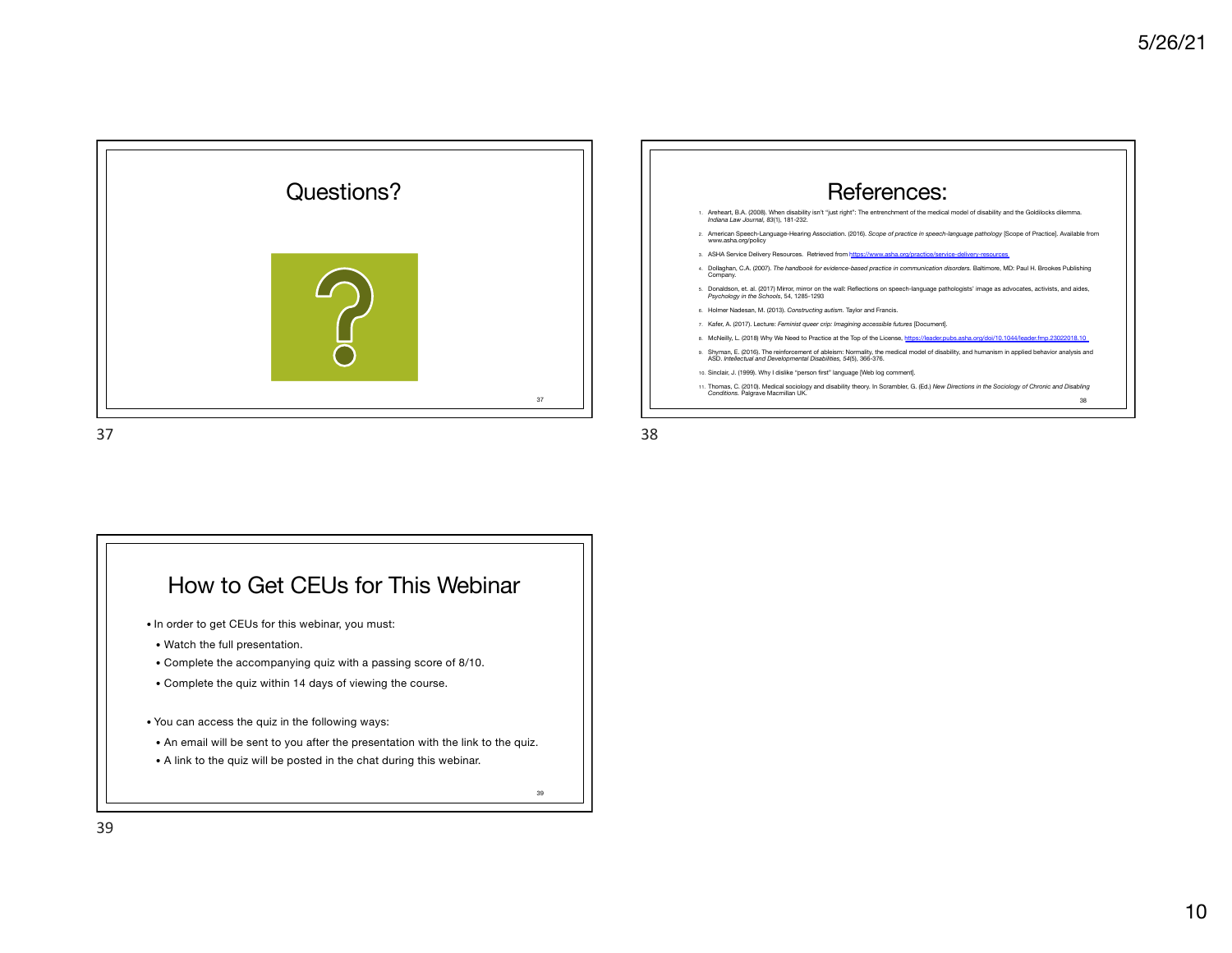# Questions?

?

# References:

1. Areheart, B.A. (2008). When disability isn't "just right": The entrenchment of the medical model of disability and the Goldilocks dilemma. *Indiana Law Journal, 83*(1), 181-232.
2. American Speech-Language-Hearing Association. (2016). *Scope of practice in speech-language pathology* [Scope of Practice]. Available from www.asha.org/policy
3. ASHA Service Delivery Resources. Retrieved from https://www.asha.org/practice/service-delivery-resources
4. Dollaghan, C.A. (2007). *The handbook for evidence-based practice in communication disorders.* Baltimore, MD: Paul H. Brookes Publishing Company.
5. Donaldson, et. al. (2017) Mirror, mirror on the wall: Reflections on speech-language pathologists' image as advocates, activists, and aides, *Psychology in the Schools*, 54, 1285-1293
6. Holmer Nadesan, M. (2013). *Constructing autism.* Taylor and Francis.
7. Kafer, A. (2017). Lecture: *Feminist queer crip: Imagining accessible futures* [Document].
8. McNeilly, L. (2018) Why We Need to Practice at the Top of the License, https://leader.pubs.asha.org/doi/10.1044/leader.fmp.23022018.10
9. Shyman, E. (2016). The reinforcement of ableism: Normality, the medical model of disability, and humanism in applied behavior analysis and ASD. *Intellectual and Developmental Disabilities, 54*(5), 366-376.
10. Sinclair, J. (1999). Why I dislike "person first" language [Web log comment].
11. Thomas, C. (2010). Medical sociology and disability theory. In Scrambler, G. (Ed.) *New Directions in the Sociology of Chronic and Disabling Conditions.* Palgrave Macmillan UK.

# How to Get CEUs for This Webinar

- In order to get CEUs for this webinar, you must:
  - Watch the full presentation.
  - Complete the accompanying quiz with a passing score of 8/10.
  - Complete the quiz within 14 days of viewing the course.
- You can access the quiz in the following ways:
  - An email will be sent to you after the presentation with the link to the quiz.
  - A link to the quiz will be posted in the chat during this webinar.